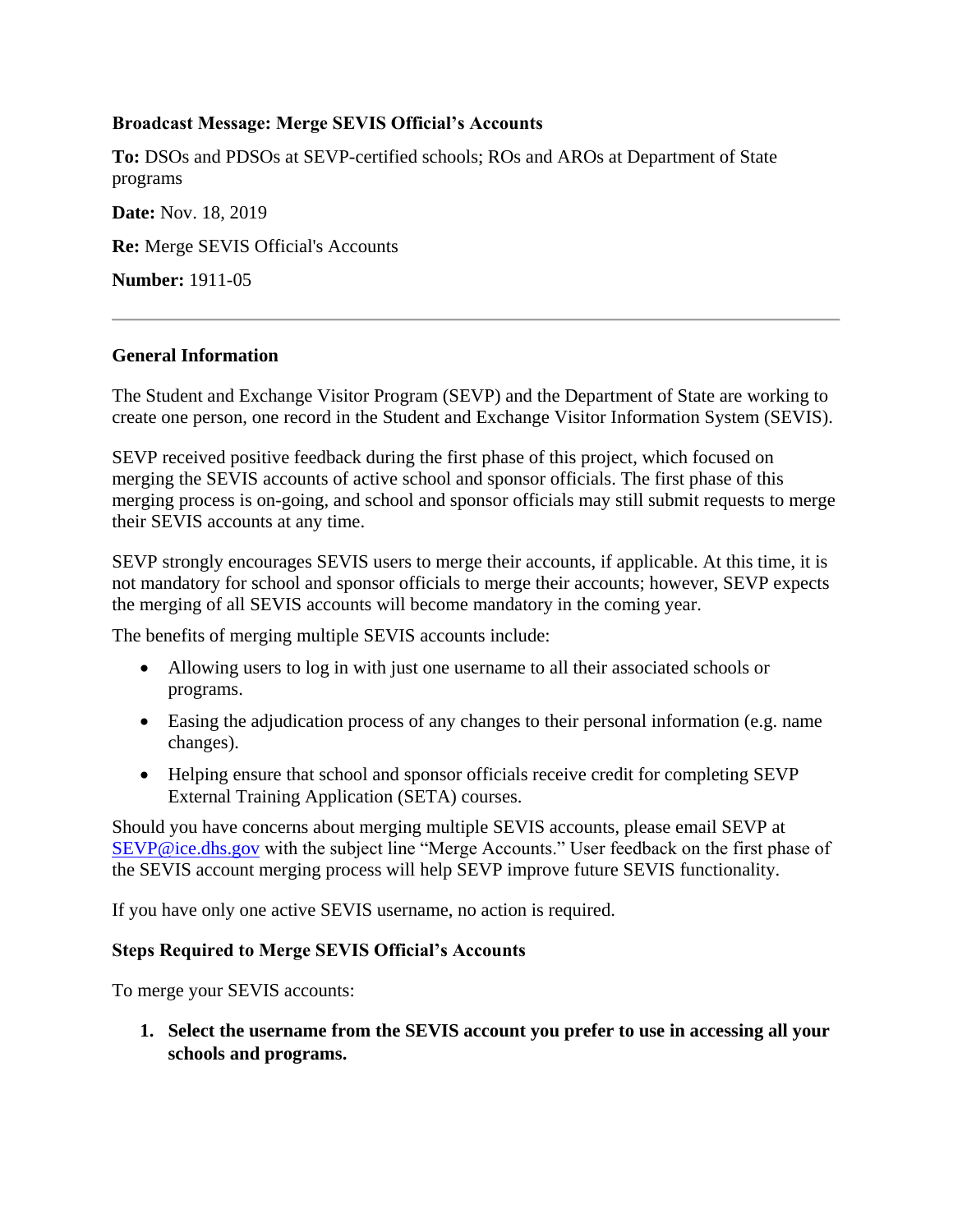**Broadcast Message: Merge SEVIS Official's Accounts**

**To:** DSOs and PDSOs at SEVP-certified schools; ROs and AROs at Department of State programs

**Date:** Nov. 18, 2019

**Re:** Merge SEVIS Official's Accounts

**Number:** 1911-05

---

**General Information**

The Student and Exchange Visitor Program (SEVP) and the Department of State are working to create one person, one record in the Student and Exchange Visitor Information System (SEVIS).

SEVP received positive feedback during the first phase of this project, which focused on merging the SEVIS accounts of active school and sponsor officials. The first phase of this merging process is on-going, and school and sponsor officials may still submit requests to merge their SEVIS accounts at any time.

SEVP strongly encourages SEVIS users to merge their accounts, if applicable. At this time, it is not mandatory for school and sponsor officials to merge their accounts; however, SEVP expects the merging of all SEVIS accounts will become mandatory in the coming year.

The benefits of merging multiple SEVIS accounts include:

- Allowing users to log in with just one username to all their associated schools or programs.
- Easing the adjudication process of any changes to their personal information (e.g. name changes).
- Helping ensure that school and sponsor officials receive credit for completing SEVP External Training Application (SETA) courses.

Should you have concerns about merging multiple SEVIS accounts, please email SEVP at [SEVP@ice.dhs.gov](mailto:SEVP@ice.dhs.gov) with the subject line "Merge Accounts." User feedback on the first phase of the SEVIS account merging process will help SEVP improve future SEVIS functionality.

If you have only one active SEVIS username, no action is required.

**Steps Required to Merge SEVIS Official's Accounts**

To merge your SEVIS accounts:

1. **Select the username from the SEVIS account you prefer to use in accessing all your schools and programs.**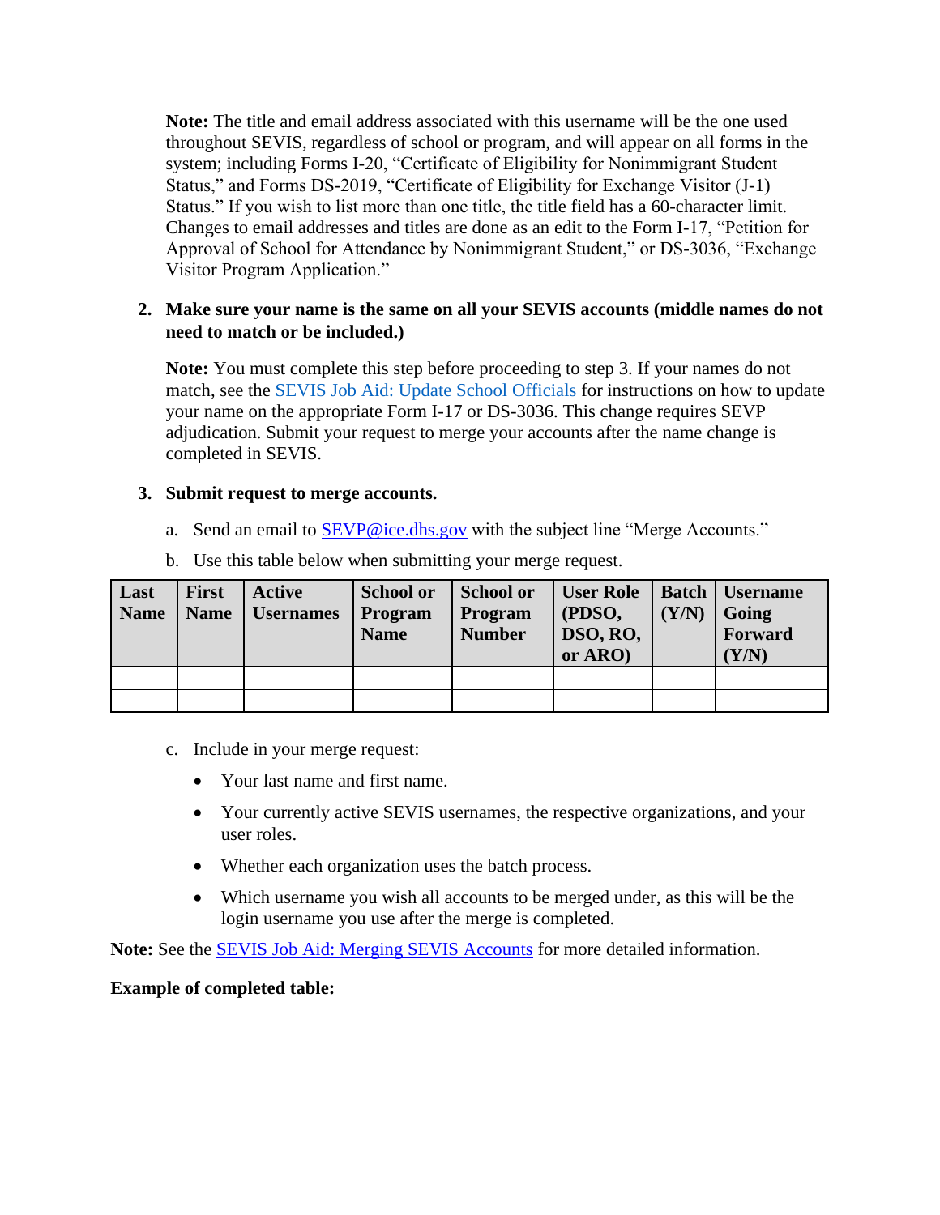**Note:** The title and email address associated with this username will be the one used throughout SEVIS, regardless of school or program, and will appear on all forms in the system; including Forms I-20, "Certificate of Eligibility for Nonimmigrant Student Status," and Forms DS-2019, "Certificate of Eligibility for Exchange Visitor (J-1) Status." If you wish to list more than one title, the title field has a 60-character limit. Changes to email addresses and titles are done as an edit to the Form I-17, "Petition for Approval of School for Attendance by Nonimmigrant Student," or DS-3036, "Exchange Visitor Program Application."

2. **Make sure your name is the same on all your SEVIS accounts (middle names do not need to match or be included.)**

   **Note:** You must complete this step before proceeding to step 3. If your names do not match, see the [SEVIS Job Aid: Update School Officials]() for instructions on how to update your name on the appropriate Form I-17 or DS-3036. This change requires SEVP adjudication. Submit your request to merge your accounts after the name change is completed in SEVIS.

3. **Submit request to merge accounts.**

   a. Send an email to [SEVP@ice.dhs.gov]() with the subject line "Merge Accounts."

   b. Use this table below when submitting your merge request.

| Last Name | First Name | Active Usernames | School or Program Name | School or Program Number | User Role (PDSO, DSO, RO, or ARO) | Batch (Y/N) | Username Going Forward (Y/N) |
|---|---|---|---|---|---|---|---|
| | | | | | | | |
| | | | | | | | |

   c. Include in your merge request:

   - Your last name and first name.
   - Your currently active SEVIS usernames, the respective organizations, and your user roles.
   - Whether each organization uses the batch process.
   - Which username you wish all accounts to be merged under, as this will be the login username you use after the merge is completed.

**Note:** See the [SEVIS Job Aid: Merging SEVIS Accounts]() for more detailed information.

**Example of completed table:**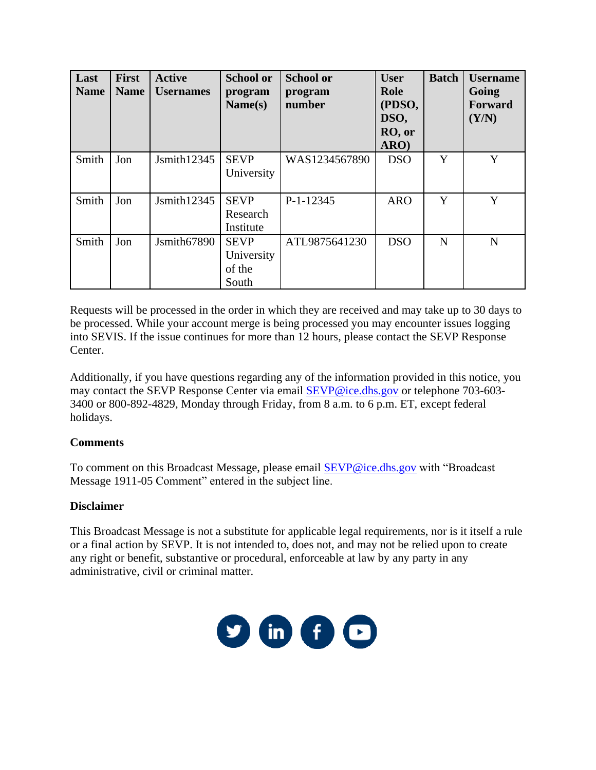| Last Name | First Name | Active Usernames | School or program Name(s) | School or program number | User Role (PDSO, DSO, RO, or ARO) | Batch | Username Going Forward (Y/N) |
|---|---|---|---|---|---|---|---|
| Smith | Jon | Jsmith12345 | SEVP University | WAS1234567890 | DSO | Y | Y |
| Smith | Jon | Jsmith12345 | SEVP Research Institute | P-1-12345 | ARO | Y | Y |
| Smith | Jon | Jsmith67890 | SEVP University of the South | ATL9875641230 | DSO | N | N |

Requests will be processed in the order in which they are received and may take up to 30 days to be processed. While your account merge is being processed you may encounter issues logging into SEVIS. If the issue continues for more than 12 hours, please contact the SEVP Response Center.

Additionally, if you have questions regarding any of the information provided in this notice, you may contact the SEVP Response Center via email SEVP@ice.dhs.gov or telephone 703-603-3400 or 800-892-4829, Monday through Friday, from 8 a.m. to 6 p.m. ET, except federal holidays.

**Comments**

To comment on this Broadcast Message, please email SEVP@ice.dhs.gov with "Broadcast Message 1911-05 Comment" entered in the subject line.

**Disclaimer**

This Broadcast Message is not a substitute for applicable legal requirements, nor is it itself a rule or a final action by SEVP. It is not intended to, does not, and may not be relied upon to create any right or benefit, substantive or procedural, enforceable at law by any party in any administrative, civil or criminal matter.